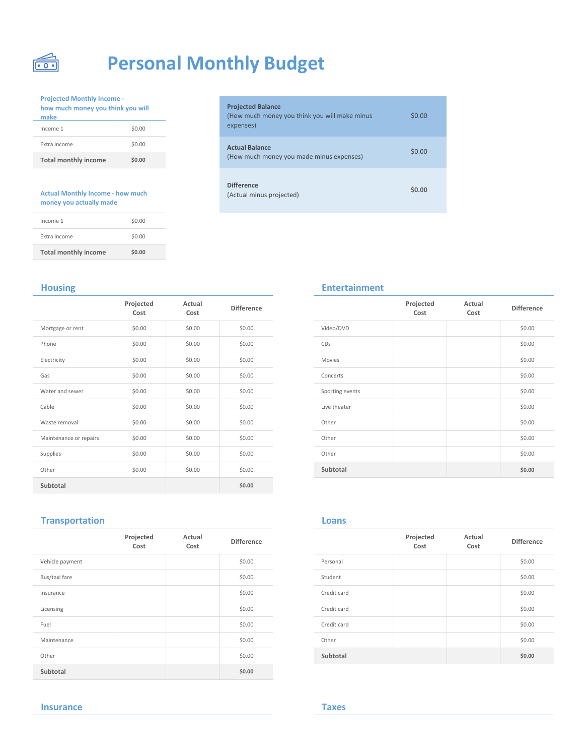# Personal Monthly Budget

| Projected Monthly Income - how much money you think you will make | |
|---|---|
| Income 1 | $0.00 |
| Extra income | $0.00 |
| **Total monthly income** | **$0.00** |

| Actual Monthly Income - how much money you actually made | |
|---|---|
| Income 1 | $0.00 |
| Extra income | $0.00 |
| **Total monthly income** | **$0.00** |

| | |
|---|---|
| **Projected Balance** (How much money you think you will make minus expenses) | $0.00 |
| **Actual Balance** (How much money you made minus expenses) | $0.00 |
| **Difference** (Actual minus projected) | **$0.00** |

## Housing

| | Projected Cost | Actual Cost | Difference |
|---|---|---|---|
| Mortgage or rent | $0.00 | $0.00 | $0.00 |
| Phone | $0.00 | $0.00 | $0.00 |
| Electricity | $0.00 | $0.00 | $0.00 |
| Gas | $0.00 | $0.00 | $0.00 |
| Water and sewer | $0.00 | $0.00 | $0.00 |
| Cable | $0.00 | $0.00 | $0.00 |
| Waste removal | $0.00 | $0.00 | $0.00 |
| Maintenance or repairs | $0.00 | $0.00 | $0.00 |
| Supplies | $0.00 | $0.00 | $0.00 |
| Other | $0.00 | $0.00 | $0.00 |
| **Subtotal** | | | **$0.00** |

## Entertainment

| | Projected Cost | Actual Cost | Difference |
|---|---|---|---|
| Video/DVD | | | $0.00 |
| CDs | | | $0.00 |
| Movies | | | $0.00 |
| Concerts | | | $0.00 |
| Sporting events | | | $0.00 |
| Live theater | | | $0.00 |
| Other | | | $0.00 |
| Other | | | $0.00 |
| Other | | | $0.00 |
| **Subtotal** | | | **$0.00** |

## Transportation

| | Projected Cost | Actual Cost | Difference |
|---|---|---|---|
| Vehicle payment | | | $0.00 |
| Bus/taxi fare | | | $0.00 |
| Insurance | | | $0.00 |
| Licensing | | | $0.00 |
| Fuel | | | $0.00 |
| Maintenance | | | $0.00 |
| Other | | | $0.00 |
| **Subtotal** | | | **$0.00** |

## Loans

| | Projected Cost | Actual Cost | Difference |
|---|---|---|---|
| Personal | | | $0.00 |
| Student | | | $0.00 |
| Credit card | | | $0.00 |
| Credit card | | | $0.00 |
| Credit card | | | $0.00 |
| Other | | | $0.00 |
| **Subtotal** | | | **$0.00** |

## Insurance

## Taxes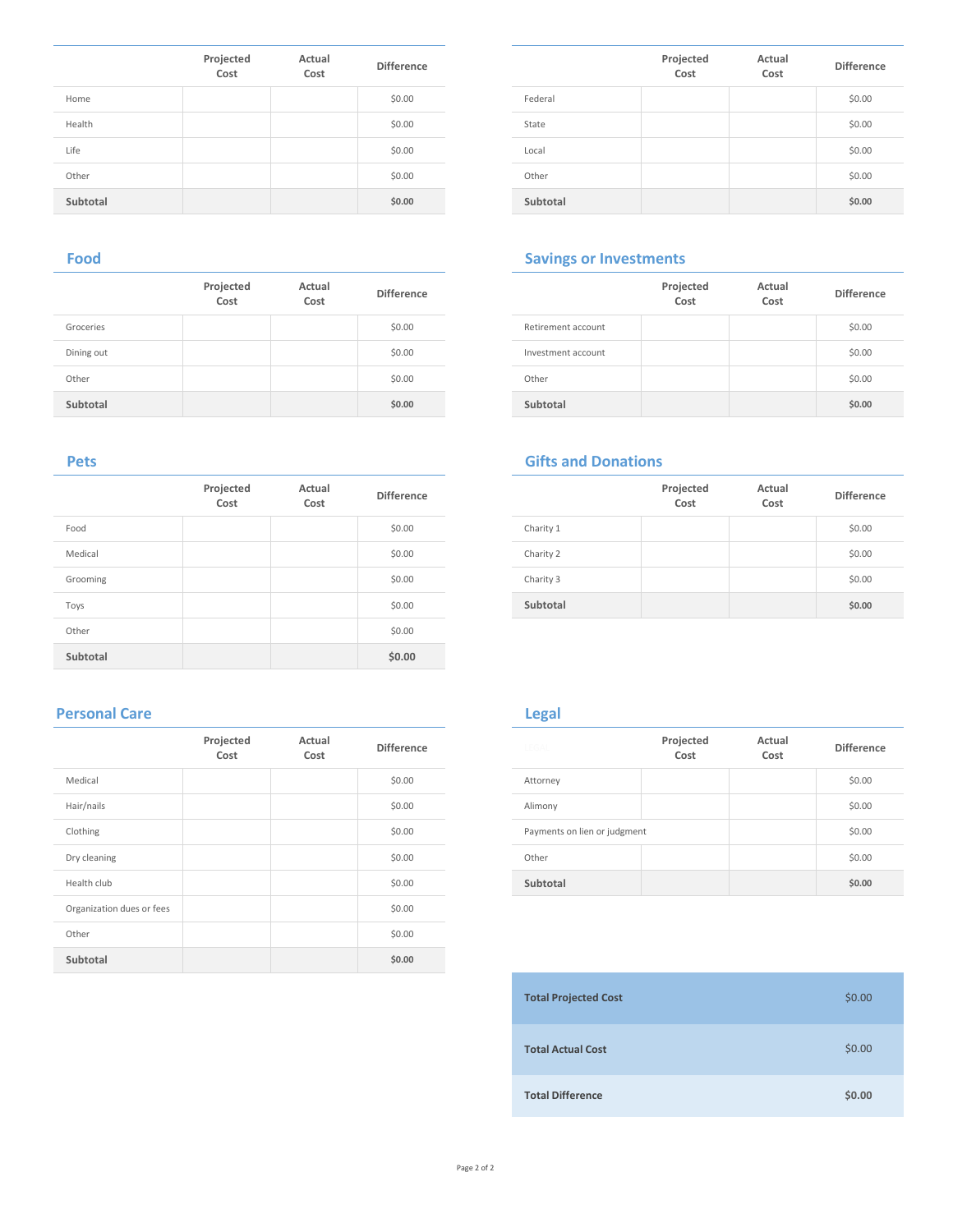| | Projected Cost | Actual Cost | Difference |
|---|---|---|---|
| Home | | | $0.00 |
| Health | | | $0.00 |
| Life | | | $0.00 |
| Other | | | $0.00 |
| **Subtotal** | | | **$0.00** |

| | Projected Cost | Actual Cost | Difference |
|---|---|---|---|
| Federal | | | $0.00 |
| State | | | $0.00 |
| Local | | | $0.00 |
| Other | | | $0.00 |
| **Subtotal** | | | **$0.00** |

## Food

| | Projected Cost | Actual Cost | Difference |
|---|---|---|---|
| Groceries | | | $0.00 |
| Dining out | | | $0.00 |
| Other | | | $0.00 |
| **Subtotal** | | | **$0.00** |

## Savings or Investments

| | Projected Cost | Actual Cost | Difference |
|---|---|---|---|
| Retirement account | | | $0.00 |
| Investment account | | | $0.00 |
| Other | | | $0.00 |
| **Subtotal** | | | **$0.00** |

## Pets

| | Projected Cost | Actual Cost | Difference |
|---|---|---|---|
| Food | | | $0.00 |
| Medical | | | $0.00 |
| Grooming | | | $0.00 |
| Toys | | | $0.00 |
| Other | | | $0.00 |
| **Subtotal** | | | **$0.00** |

## Gifts and Donations

| | Projected Cost | Actual Cost | Difference |
|---|---|---|---|
| Charity 1 | | | $0.00 |
| Charity 2 | | | $0.00 |
| Charity 3 | | | $0.00 |
| **Subtotal** | | | **$0.00** |

## Personal Care

| | Projected Cost | Actual Cost | Difference |
|---|---|---|---|
| Medical | | | $0.00 |
| Hair/nails | | | $0.00 |
| Clothing | | | $0.00 |
| Dry cleaning | | | $0.00 |
| Health club | | | $0.00 |
| Organization dues or fees | | | $0.00 |
| Other | | | $0.00 |
| **Subtotal** | | | **$0.00** |

## Legal

| | Projected Cost | Actual Cost | Difference |
|---|---|---|---|
| Attorney | | | $0.00 |
| Alimony | | | $0.00 |
| Payments on lien or judgment | | | $0.00 |
| Other | | | $0.00 |
| **Subtotal** | | | **$0.00** |

| | |
|---|---|
| **Total Projected Cost** | $0.00 |
| **Total Actual Cost** | $0.00 |
| **Total Difference** | **$0.00** |